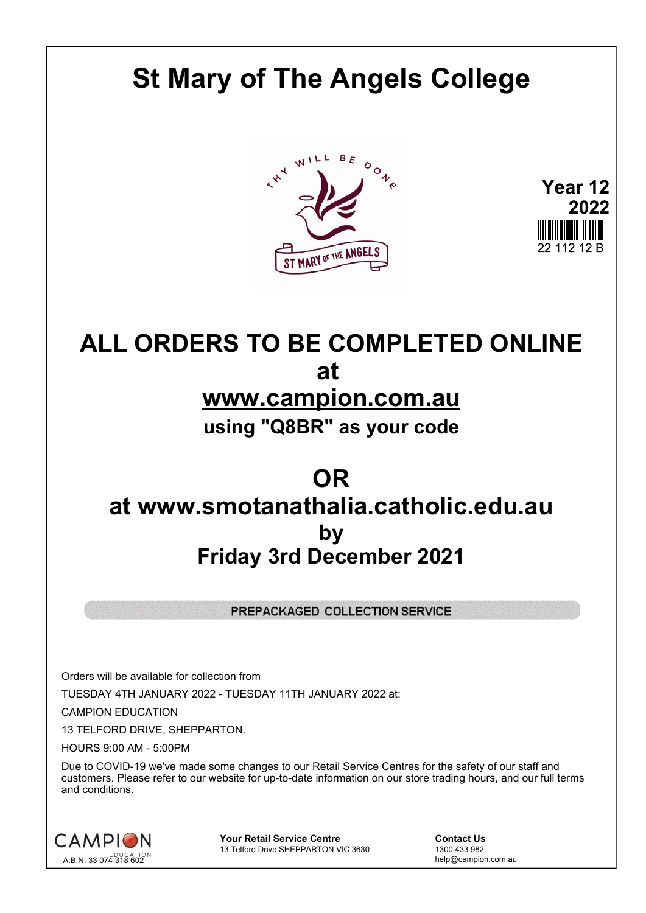# St Mary of The Angels College

**Year 12**
**2022**

22 112 12 B

## ALL ORDERS TO BE COMPLETED ONLINE
## at
## www.campion.com.au
### using "Q8BR" as your code

## OR
## at www.smotanathalia.catholic.edu.au
## by
## Friday 3rd December 2021

PREPACKAGED COLLECTION SERVICE

Orders will be available for collection from

TUESDAY 4TH JANUARY 2022 - TUESDAY 11TH JANUARY 2022 at:

CAMPION EDUCATION

13 TELFORD DRIVE, SHEPPARTON.

HOURS 9:00 AM - 5:00PM

Due to COVID-19 we've made some changes to our Retail Service Centres for the safety of our staff and customers. Please refer to our website for up-to-date information on our store trading hours, and our full terms and conditions.

CAMPION EDUCATION
A.B.N. 33 074 318 602

**Your Retail Service Centre**
13 Telford Drive SHEPPARTON VIC 3630

**Contact Us**
1300 433 982
help@campion.com.au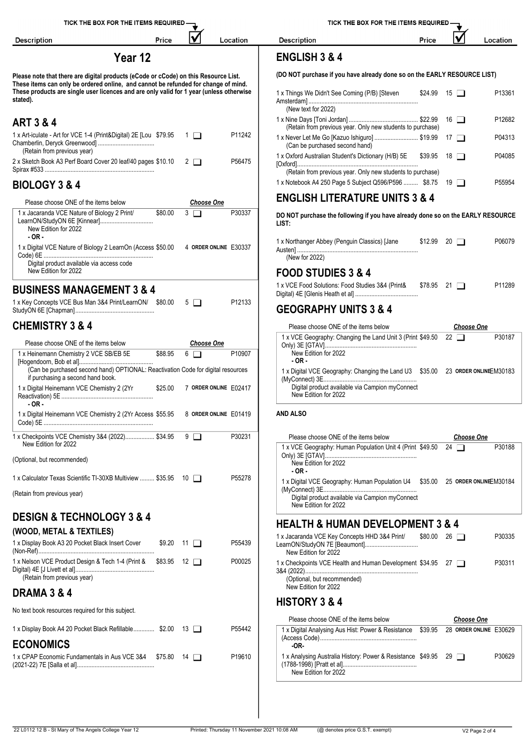# Year 12

**Please note that there are digital products (eCode or cCode) on this Resource List. These items can only be ordered online, and cannot be refunded for change of mind. These products are single user licences and are only valid for 1 year (unless otherwise stated).**

## ART 3 & 4

| Description | Price | ✓ | Location |
|---|---|---|---|
| 1 x Art-iculate - Art for VCE 1-4 (Print&Digital) 2E [Lou Chamberlin, Deryck Greenwood] (Retain from previous year) | $79.95 | 1 ☐ | P11242 |
| 2 x Sketch Book A3 Perf Board Cover 20 leaf/40 pages Spirax #533 | $10.10 | 2 ☐ | P56475 |

## BIOLOGY 3 & 4

Please choose ONE of the items below — *Choose One*

| Description | Price | ✓ | Location |
|---|---|---|---|
| 1 x Jacaranda VCE Nature of Biology 2 Print/ LearnON/StudyON 6E [Kinnear] New Edition for 2022 | $80.00 | 3 ☐ | P30337 |
| **- OR -** | | | |
| 1 x Digital VCE Nature of Biology 2 LearnOn (Access Code) 6E Digital product available via access code New Edition for 2022 | $50.00 | 4 ORDER ONLINE | E30337 |

## BUSINESS MANAGEMENT 3 & 4

| Description | Price | ✓ | Location |
|---|---|---|---|
| 1 x Key Concepts VCE Bus Man 3&4 Print/LearnON/ StudyON 6E [Chapman] | $80.00 | 5 ☐ | P12133 |

## CHEMISTRY 3 & 4

Please choose ONE of the items below — *Choose One*

| Description | Price | ✓ | Location |
|---|---|---|---|
| 1 x Heinemann Chemistry 2 VCE SB/EB 5E [Hogendoorn, Bob et al] (Can be purchased second hand) OPTIONAL: Reactivation Code for digital resources if purchasing a second hand book. | $88.95 | 6 ☐ | P10907 |
| 1 x Digital Heinemann VCE Chemistry 2 (2Yr Reactivation) 5E | $25.00 | 7 ORDER ONLINE | E02417 |
| **- OR -** | | | |
| 1 x Digital Heinemann VCE Chemistry 2 (2Yr Access Code) 5E | $55.95 | 8 ORDER ONLINE | E01419 |

| Description | Price | ✓ | Location |
|---|---|---|---|
| 1 x Checkpoints VCE Chemistry 3&4 (2022) New Edition for 2022 (Optional, but recommended) | $34.95 | 9 ☐ | P30231 |
| 1 x Calculator Texas Scientific TI-30XB Multiview (Retain from previous year) | $35.95 | 10 ☐ | P55278 |

## DESIGN & TECHNOLOGY 3 & 4

### (WOOD, METAL & TEXTILES)

| Description | Price | ✓ | Location |
|---|---|---|---|
| 1 x Display Book A3 20 Pocket Black Insert Cover (Non-Ref) | $9.20 | 11 ☐ | P55439 |
| 1 x Nelson VCE Product Design & Tech 1-4 (Print & Digital) 4E [J Livett et al] (Retain from previous year) | $83.95 | 12 ☐ | P00025 |

## DRAMA 3 & 4

No text book resources required for this subject.

| Description | Price | ✓ | Location |
|---|---|---|---|
| 1 x Display Book A4 20 Pocket Black Refillable | $2.00 | 13 ☐ | P55442 |

## ECONOMICS

| Description | Price | ✓ | Location |
|---|---|---|---|
| 1 x CPAP Economic Fundamentals in Aus VCE 3&4 (2021-22) 7E [Salla et al] | $75.80 | 14 ☐ | P19610 |

## ENGLISH 3 & 4

**(DO NOT purchase if you have already done so on the EARLY RESOURCE LIST)**

| Description | Price | ✓ | Location |
|---|---|---|---|
| 1 x Things We Didn't See Coming (P/B) [Steven Amsterdam] (New text for 2022) | $24.99 | 15 ☐ | P13361 |
| 1 x Nine Days [Toni Jordan] (Retain from previous year. Only new students to purchase) | $22.99 | 16 ☐ | P12682 |
| 1 x Never Let Me Go [Kazuo Ishiguro] (Can be purchased second hand) | $19.99 | 17 ☐ | P04313 |
| 1 x Oxford Australian Student's Dictionary (H/B) 5E [Oxford] (Retain from previous year. Only new students to purchase) | $39.95 | 18 ☐ | P04085 |
| 1 x Notebook A4 250 Page 5 Subject Q596/P596 | $8.75 | 19 ☐ | P55954 |

## ENGLISH LITERATURE UNITS 3 & 4

**DO NOT purchase the following if you have already done so on the EARLY RESOURCE LIST:**

| Description | Price | ✓ | Location |
|---|---|---|---|
| 1 x Northanger Abbey (Penguin Classics) [Jane Austen] (New for 2022) | $12.99 | 20 ☐ | P06079 |

## FOOD STUDIES 3 & 4

| Description | Price | ✓ | Location |
|---|---|---|---|
| 1 x VCE Food Solutions: Food Studies 3&4 (Print& Digital) 4E [Glenis Heath et al] | $78.95 | 21 ☐ | P11289 |

## GEOGRAPHY UNITS 3 & 4

Please choose ONE of the items below — *Choose One*

| Description | Price | ✓ | Location |
|---|---|---|---|
| 1 x VCE Geography: Changing the Land Unit 3 (Print Only) 3E [GTAV] New Edition for 2022 | $49.50 | 22 ☐ | P30187 |
| **- OR -** | | | |
| 1 x Digital VCE Geography: Changing the Land U3 (MyConnect) 3E Digital product available via Campion myConnect New Edition for 2022 | $35.00 | 23 ORDER ONLINE | EM30183 |

**AND ALSO**

Please choose ONE of the items below — *Choose One*

| Description | Price | ✓ | Location |
|---|---|---|---|
| 1 x VCE Geography: Human Population Unit 4 (Print Only) 3E [GTAV] New Edition for 2022 | $49.50 | 24 ☐ | P30188 |
| **- OR -** | | | |
| 1 x Digital VCE Geography: Human Population U4 (MyConnect) 3E Digital product available via Campion myConnect New Edition for 2022 | $35.00 | 25 ORDER ONLINE | EM30184 |

## HEALTH & HUMAN DEVELOPMENT 3 & 4

| Description | Price | ✓ | Location |
|---|---|---|---|
| 1 x Jacaranda VCE Key Concepts HHD 3&4 Print/ LearnON/StudyON 7E [Beaumont] New Edition for 2022 | $80.00 | 26 ☐ | P30335 |
| 1 x Checkpoints VCE Health and Human Development 3&4 (2022) (Optional, but recommended) New Edition for 2022 | $34.95 | 27 ☐ | P30311 |

## HISTORY 3 & 4

Please choose ONE of the items below — *Choose One*

| Description | Price | ✓ | Location |
|---|---|---|---|
| 1 x Digital Analysing Aus Hist: Power & Resistance (Access Code) | $39.95 | 28 ORDER ONLINE | E30629 |
| **-OR-** | | | |
| 1 x Analysing Australia History: Power & Resistance (1788-1998) [Pratt et al] New Edition for 2022 | $49.95 | 29 ☐ | P30629 |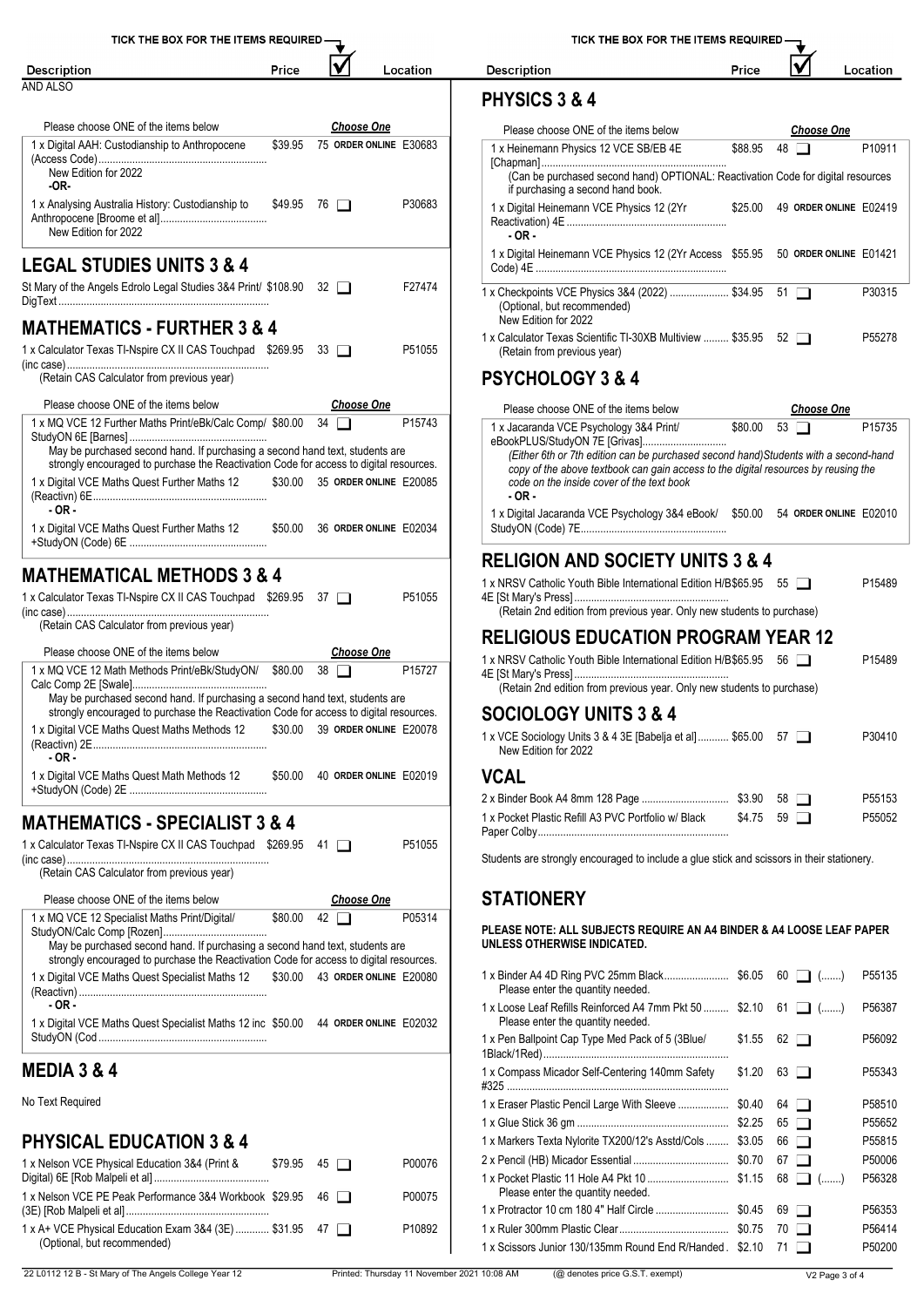TICK THE BOX FOR THE ITEMS REQUIRED

| Description | Price | ☑ | Location |
|---|---|---|---|

AND ALSO

Please choose ONE of the items below — *Choose One*

| Description | Price | ☑ | Location |
|---|---|---|---|
| 1 x Digital AAH: Custodianship to Anthropocene (Access Code) — New Edition for 2022 | $39.95 | 75 ORDER ONLINE | E30683 |
| -OR- | | | |
| 1 x Analysing Australia History: Custodianship to Anthropocene [Broome et al] — New Edition for 2022 | $49.95 | 76 ❑ | P30683 |

## LEGAL STUDIES UNITS 3 & 4

| Description | Price | ☑ | Location |
|---|---|---|---|
| St Mary of the Angels Edrolo Legal Studies 3&4 Print/ DigText | $108.90 | 32 ❑ | F27474 |

## MATHEMATICS - FURTHER 3 & 4

| Description | Price | ☑ | Location |
|---|---|---|---|
| 1 x Calculator Texas TI-Nspire CX II CAS Touchpad (inc case) — (Retain CAS Calculator from previous year) | $269.95 | 33 ❑ | P51055 |

Please choose ONE of the items below — *Choose One*

| Description | Price | ☑ | Location |
|---|---|---|---|
| 1 x MQ VCE 12 Further Maths Print/eBk/Calc Comp/ StudyON 6E [Barnes] — May be purchased second hand. If purchasing a second hand text, students are strongly encouraged to purchase the Reactivation Code for access to digital resources. | $80.00 | 34 ❑ | P15743 |
| 1 x Digital VCE Maths Quest Further Maths 12 (Reactivn) 6E | $30.00 | 35 ORDER ONLINE | E20085 |
| - OR - | | | |
| 1 x Digital VCE Maths Quest Further Maths 12 +StudyON (Code) 6E | $50.00 | 36 ORDER ONLINE | E02034 |

## MATHEMATICAL METHODS 3 & 4

| Description | Price | ☑ | Location |
|---|---|---|---|
| 1 x Calculator Texas TI-Nspire CX II CAS Touchpad (inc case) — (Retain CAS Calculator from previous year) | $269.95 | 37 ❑ | P51055 |

Please choose ONE of the items below — *Choose One*

| Description | Price | ☑ | Location |
|---|---|---|---|
| 1 x MQ VCE 12 Math Methods Print/eBk/StudyON/ Calc Comp 2E [Swale] — May be purchased second hand. If purchasing a second hand text, students are strongly encouraged to purchase the Reactivation Code for access to digital resources. | $80.00 | 38 ❑ | P15727 |
| 1 x Digital VCE Maths Quest Maths Methods 12 (Reactivn) 2E | $30.00 | 39 ORDER ONLINE | E20078 |
| - OR - | | | |
| 1 x Digital VCE Maths Quest Math Methods 12 +StudyON (Code) 2E | $50.00 | 40 ORDER ONLINE | E02019 |

## MATHEMATICS - SPECIALIST 3 & 4

| Description | Price | ☑ | Location |
|---|---|---|---|
| 1 x Calculator Texas TI-Nspire CX II CAS Touchpad (inc case) — (Retain CAS Calculator from previous year) | $269.95 | 41 ❑ | P51055 |

Please choose ONE of the items below — *Choose One*

| Description | Price | ☑ | Location |
|---|---|---|---|
| 1 x MQ VCE 12 Specialist Maths Print/Digital/ StudyON/Calc Comp [Rozen] — May be purchased second hand. If purchasing a second hand text, students are strongly encouraged to purchase the Reactivation Code for access to digital resources. | $80.00 | 42 ❑ | P05314 |
| 1 x Digital VCE Maths Quest Specialist Maths 12 (Reactivn) | $30.00 | 43 ORDER ONLINE | E20080 |
| - OR - | | | |
| 1 x Digital VCE Maths Quest Specialist Maths 12 inc StudyON (Cod | $50.00 | 44 ORDER ONLINE | E02032 |

## MEDIA 3 & 4

No Text Required

## PHYSICAL EDUCATION 3 & 4

| Description | Price | ☑ | Location |
|---|---|---|---|
| 1 x Nelson VCE Physical Education 3&4 (Print & Digital) 6E [Rob Malpeli et al] | $79.95 | 45 ❑ | P00076 |
| 1 x Nelson VCE PE Peak Performance 3&4 Workbook (3E) [Rob Malpeli et al] | $29.95 | 46 ❑ | P00075 |
| 1 x A+ VCE Physical Education Exam 3&4 (3E) — (Optional, but recommended) | $31.95 | 47 ❑ | P10892 |

## PHYSICS 3 & 4

Please choose ONE of the items below — *Choose One*

| Description | Price | ☑ | Location |
|---|---|---|---|
| 1 x Heinemann Physics 12 VCE SB/EB 4E [Chapman] — (Can be purchased second hand) OPTIONAL: Reactivation Code for digital resources if purchasing a second hand book. | $88.95 | 48 ❑ | P10911 |
| 1 x Digital Heinemann VCE Physics 12 (2Yr Reactivation) 4E | $25.00 | 49 ORDER ONLINE | E02419 |
| - OR - | | | |
| 1 x Digital Heinemann VCE Physics 12 (2Yr Access Code) 4E | $55.95 | 50 ORDER ONLINE | E01421 |

| Description | Price | ☑ | Location |
|---|---|---|---|
| 1 x Checkpoints VCE Physics 3&4 (2022) — (Optional, but recommended) New Edition for 2022 | $34.95 | 51 ❑ | P30315 |
| 1 x Calculator Texas Scientific TI-30XB Multiview — (Retain from previous year) | $35.95 | 52 ❑ | P55278 |

## PSYCHOLOGY 3 & 4

Please choose ONE of the items below — *Choose One*

| Description | Price | ☑ | Location |
|---|---|---|---|
| 1 x Jacaranda VCE Psychology 3&4 Print/ eBookPLUS/StudyON 7E [Grivas] — *(Either 6th or 7th edition can be purchased second hand)Students with a second-hand copy of the above textbook can gain access to the digital resources by reusing the code on the inside cover of the text book* | $80.00 | 53 ❑ | P15735 |
| - OR - | | | |
| 1 x Digital Jacaranda VCE Psychology 3&4 eBook/ StudyON (Code) 7E | $50.00 | 54 ORDER ONLINE | E02010 |

## RELIGION AND SOCIETY UNITS 3 & 4

| Description | Price | ☑ | Location |
|---|---|---|---|
| 1 x NRSV Catholic Youth Bible International Edition H/B 4E [St Mary's Press] — (Retain 2nd edition from previous year. Only new students to purchase) | $65.95 | 55 ❑ | P15489 |

## RELIGIOUS EDUCATION PROGRAM YEAR 12

| Description | Price | ☑ | Location |
|---|---|---|---|
| 1 x NRSV Catholic Youth Bible International Edition H/B 4E [St Mary's Press] — (Retain 2nd edition from previous year. Only new students to purchase) | $65.95 | 56 ❑ | P15489 |

## SOCIOLOGY UNITS 3 & 4

| Description | Price | ☑ | Location |
|---|---|---|---|
| 1 x VCE Sociology Units 3 & 4 3E [Babelja et al] — New Edition for 2022 | $65.00 | 57 ❑ | P30410 |

## VCAL

| Description | Price | ☑ | Location |
|---|---|---|---|
| 2 x Binder Book A4 8mm 128 Page | $3.90 | 58 ❑ | P55153 |
| 1 x Pocket Plastic Refill A3 PVC Portfolio w/ Black Paper Colby | $4.75 | 59 ❑ | P55052 |

Students are strongly encouraged to include a glue stick and scissors in their stationery.

## STATIONERY

**PLEASE NOTE: ALL SUBJECTS REQUIRE AN A4 BINDER & A4 LOOSE LEAF PAPER UNLESS OTHERWISE INDICATED.**

| Description | Price | ☑ | Location |
|---|---|---|---|
| 1 x Binder A4 4D Ring PVC 25mm Black — Please enter the quantity needed. | $6.05 | 60 ❑ (.......) | P55135 |
| 1 x Loose Leaf Refills Reinforced A4 7mm Pkt 50 — Please enter the quantity needed. | $2.10 | 61 ❑ (.......) | P56387 |
| 1 x Pen Ballpoint Cap Type Med Pack of 5 (3Blue/ 1Black/1Red) | $1.55 | 62 ❑ | P56092 |
| 1 x Compass Micador Self-Centering 140mm Safety #325 | $1.20 | 63 ❑ | P55343 |
| 1 x Eraser Plastic Pencil Large With Sleeve | $0.40 | 64 ❑ | P58510 |
| 1 x Glue Stick 36 gm | $2.25 | 65 ❑ | P55652 |
| 1 x Markers Texta Nylorite TX200/12's Asstd/Cols | $3.05 | 66 ❑ | P55815 |
| 2 x Pencil (HB) Micador Essential | $0.70 | 67 ❑ | P50006 |
| 1 x Pocket Plastic 11 Hole A4 Pkt 10 — Please enter the quantity needed. | $1.15 | 68 ❑ (.......) | P56328 |
| 1 x Protractor 10 cm 180 4" Half Circle | $0.45 | 69 ❑ | P56353 |
| 1 x Ruler 300mm Plastic Clear | $0.75 | 70 ❑ | P56414 |
| 1 x Scissors Junior 130/135mm Round End R/Handed | $2.10 | 71 ❑ | P50200 |

22 L0112 12 B - St Mary of The Angels College Year 12 — Printed: Thursday 11 November 2021 10:08 AM — (@ denotes price G.S.T. exempt)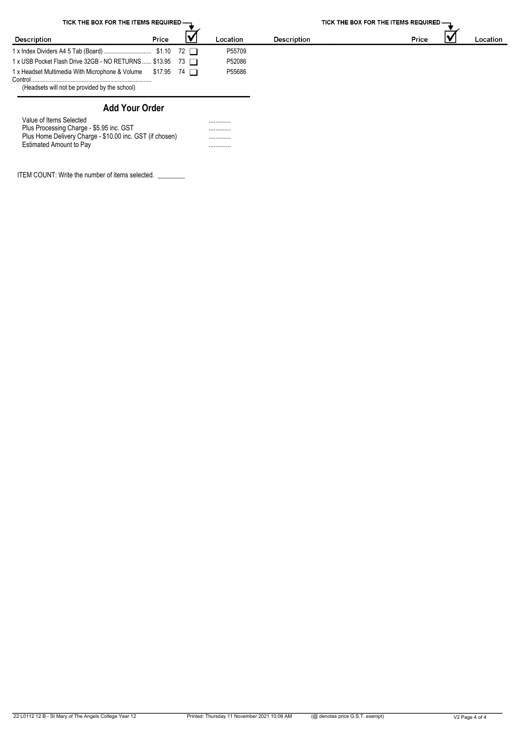TICK THE BOX FOR THE ITEMS REQUIRED

| Description | Price | ☑ | Location |
| --- | --- | --- | --- |
| 1 x Index Dividers A4 5 Tab (Board) | $1.10 | 72 ☐ | P55709 |
| 1 x USB Pocket Flash Drive 32GB - NO RETURNS | $13.95 | 73 ☐ | P52086 |
| 1 x Headset Multimedia With Microphone & Volume Control (Headsets will not be provided by the school) | $17.95 | 74 ☐ | P55686 |

## Add Your Order

| | |
| --- | --- |
| Value of Items Selected | ............ |
| Plus Processing Charge - $5.95 inc. GST | ............ |
| Plus Home Delivery Charge - $10.00 inc. GST (if chosen) | ............ |
| Estimated Amount to Pay | ............ |

ITEM COUNT: Write the number of items selected. ________

22 L0112 12 B - St Mary of The Angels College Year 12 Printed: Thursday 11 November 2021 10:08 AM (@ denotes price G.S.T. exempt)